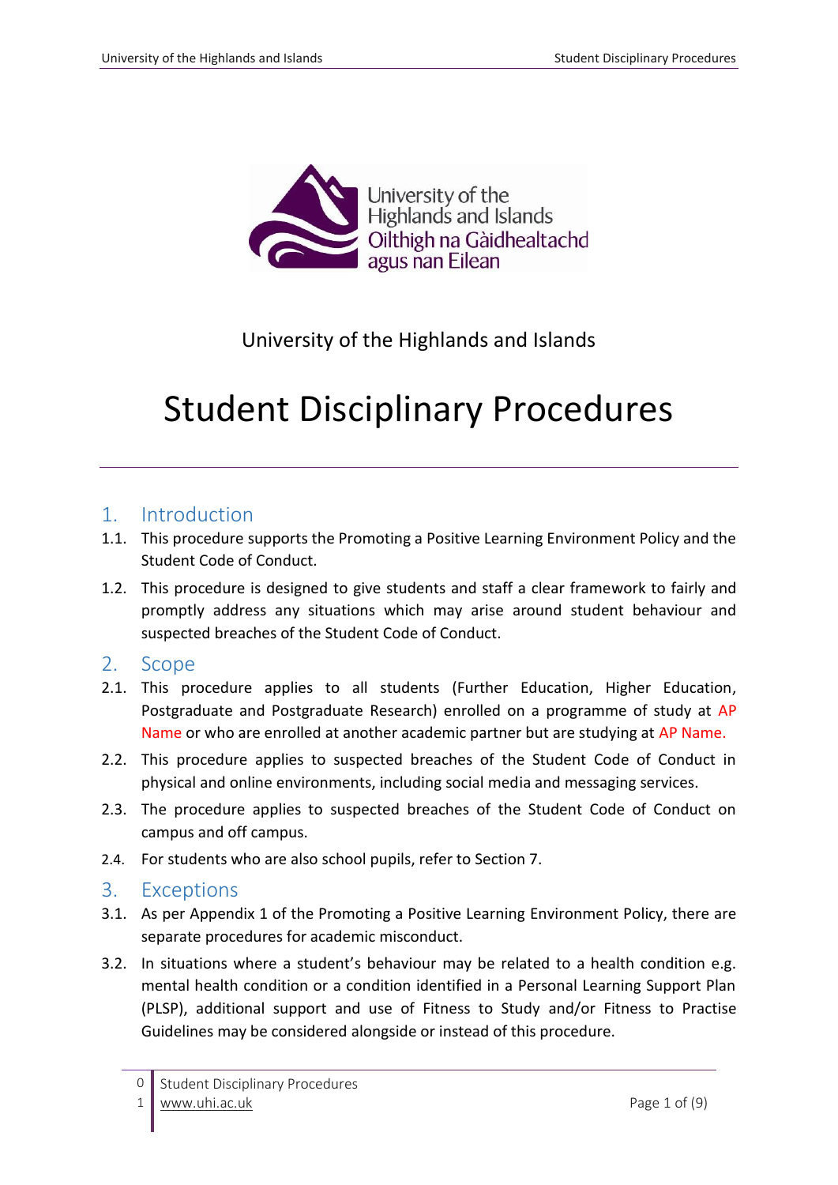University of the Highlands and Islands

# Student Disciplinary Procedures

## 1. Introduction

1.1. This procedure supports the Promoting a Positive Learning Environment Policy and the Student Code of Conduct.

1.2. This procedure is designed to give students and staff a clear framework to fairly and promptly address any situations which may arise around student behaviour and suspected breaches of the Student Code of Conduct.

## 2. Scope

2.1. This procedure applies to all students (Further Education, Higher Education, Postgraduate and Postgraduate Research) enrolled on a programme of study at AP Name or who are enrolled at another academic partner but are studying at AP Name.

2.2. This procedure applies to suspected breaches of the Student Code of Conduct in physical and online environments, including social media and messaging services.

2.3. The procedure applies to suspected breaches of the Student Code of Conduct on campus and off campus.

2.4. For students who are also school pupils, refer to Section 7.

## 3. Exceptions

3.1. As per Appendix 1 of the Promoting a Positive Learning Environment Policy, there are separate procedures for academic misconduct.

3.2. In situations where a student's behaviour may be related to a health condition e.g. mental health condition or a condition identified in a Personal Learning Support Plan (PLSP), additional support and use of Fitness to Study and/or Fitness to Practise Guidelines may be considered alongside or instead of this procedure.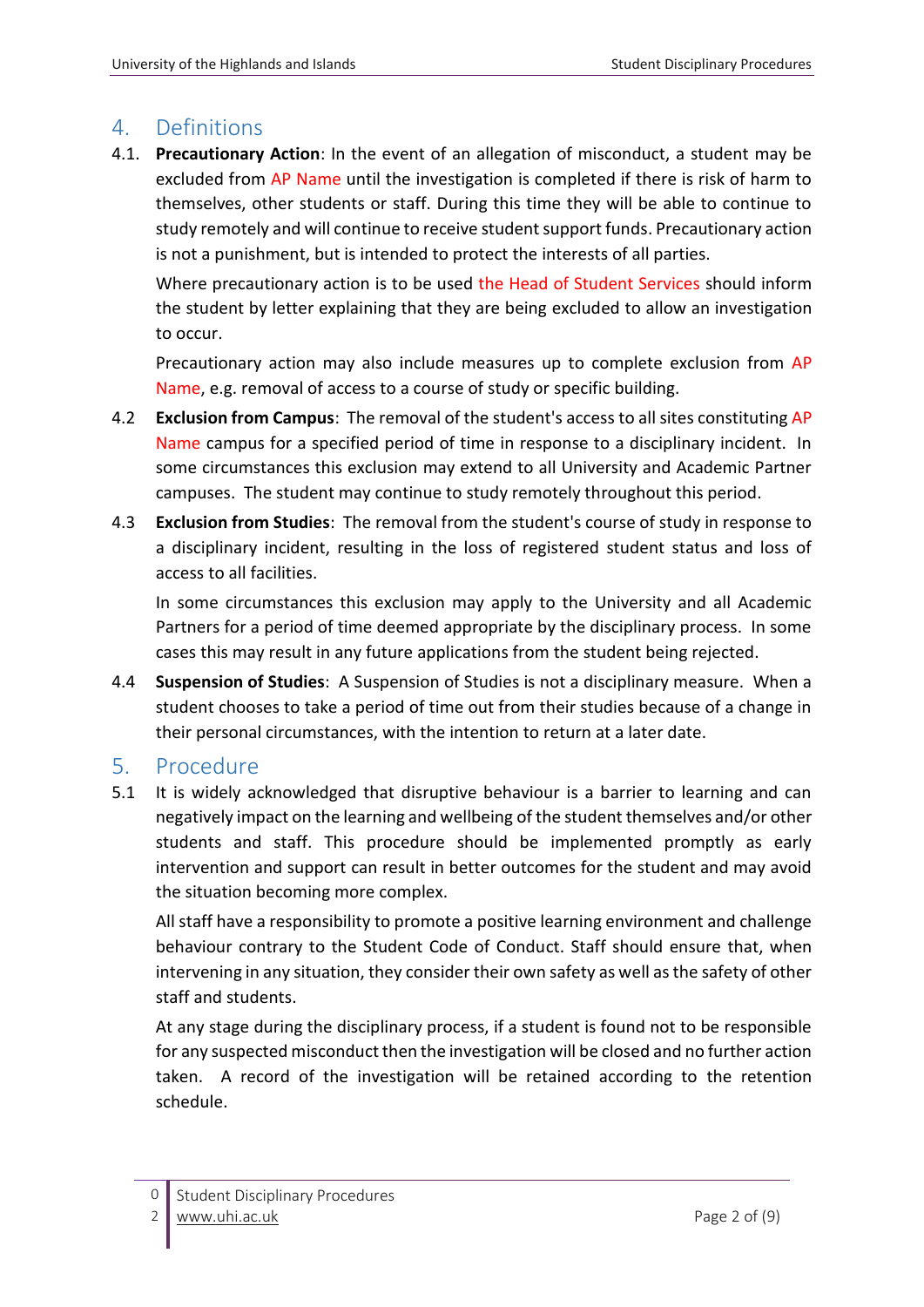## 4. Definitions

4.1. **Precautionary Action**: In the event of an allegation of misconduct, a student may be excluded from AP Name until the investigation is completed if there is risk of harm to themselves, other students or staff. During this time they will be able to continue to study remotely and will continue to receive student support funds. Precautionary action is not a punishment, but is intended to protect the interests of all parties.

Where precautionary action is to be used the Head of Student Services should inform the student by letter explaining that they are being excluded to allow an investigation to occur.

Precautionary action may also include measures up to complete exclusion from AP Name, e.g. removal of access to a course of study or specific building.

4.2 **Exclusion from Campus**: The removal of the student's access to all sites constituting AP Name campus for a specified period of time in response to a disciplinary incident. In some circumstances this exclusion may extend to all University and Academic Partner campuses. The student may continue to study remotely throughout this period.

4.3 **Exclusion from Studies**: The removal from the student's course of study in response to a disciplinary incident, resulting in the loss of registered student status and loss of access to all facilities.

In some circumstances this exclusion may apply to the University and all Academic Partners for a period of time deemed appropriate by the disciplinary process. In some cases this may result in any future applications from the student being rejected.

4.4 **Suspension of Studies**: A Suspension of Studies is not a disciplinary measure. When a student chooses to take a period of time out from their studies because of a change in their personal circumstances, with the intention to return at a later date.

## 5. Procedure

5.1 It is widely acknowledged that disruptive behaviour is a barrier to learning and can negatively impact on the learning and wellbeing of the student themselves and/or other students and staff. This procedure should be implemented promptly as early intervention and support can result in better outcomes for the student and may avoid the situation becoming more complex.

All staff have a responsibility to promote a positive learning environment and challenge behaviour contrary to the Student Code of Conduct. Staff should ensure that, when intervening in any situation, they consider their own safety as well as the safety of other staff and students.

At any stage during the disciplinary process, if a student is found not to be responsible for any suspected misconduct then the investigation will be closed and no further action taken. A record of the investigation will be retained according to the retention schedule.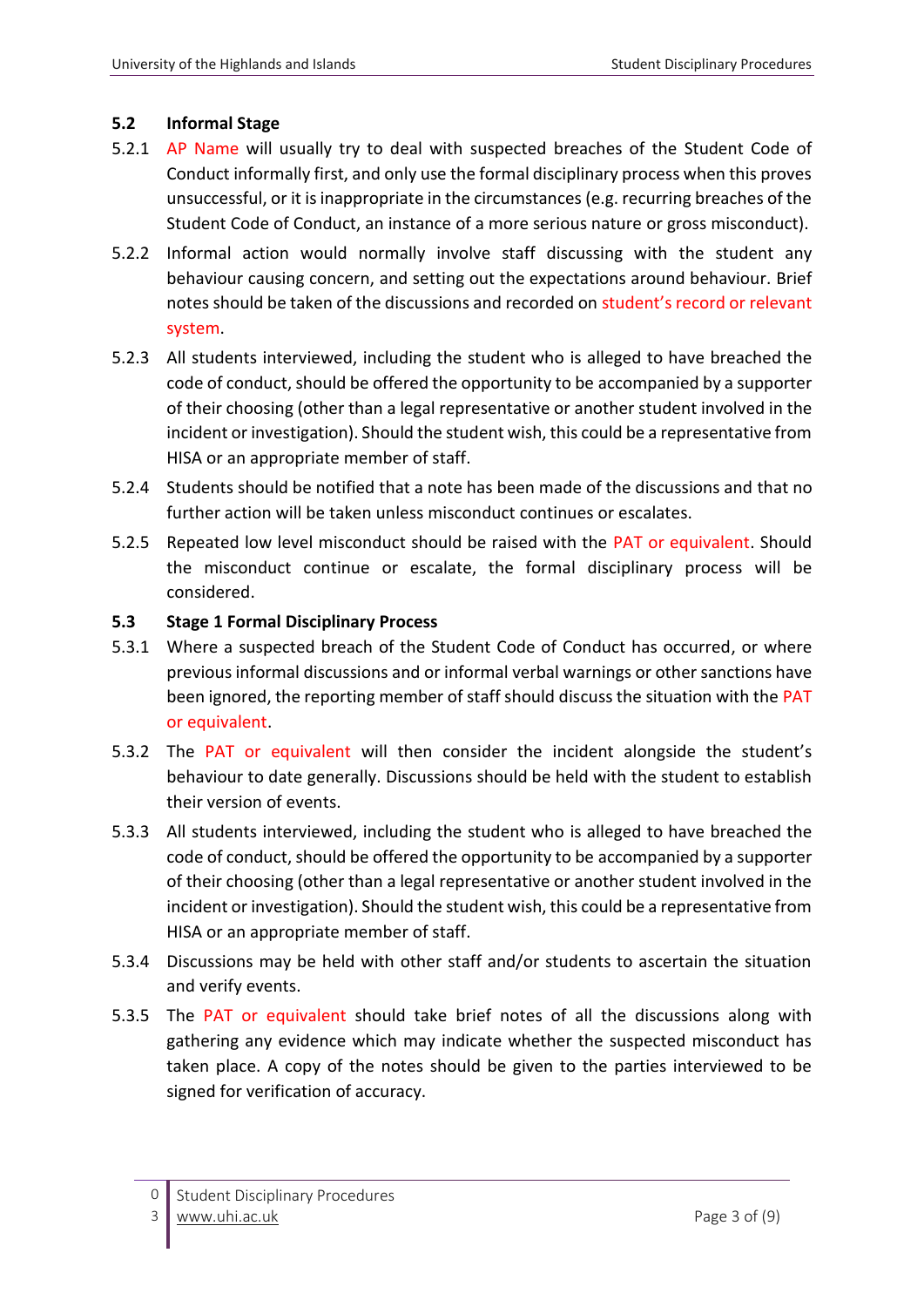### 5.2 Informal Stage

5.2.1 AP Name will usually try to deal with suspected breaches of the Student Code of Conduct informally first, and only use the formal disciplinary process when this proves unsuccessful, or it is inappropriate in the circumstances (e.g. recurring breaches of the Student Code of Conduct, an instance of a more serious nature or gross misconduct).

5.2.2 Informal action would normally involve staff discussing with the student any behaviour causing concern, and setting out the expectations around behaviour. Brief notes should be taken of the discussions and recorded on student's record or relevant system.

5.2.3 All students interviewed, including the student who is alleged to have breached the code of conduct, should be offered the opportunity to be accompanied by a supporter of their choosing (other than a legal representative or another student involved in the incident or investigation). Should the student wish, this could be a representative from HISA or an appropriate member of staff.

5.2.4 Students should be notified that a note has been made of the discussions and that no further action will be taken unless misconduct continues or escalates.

5.2.5 Repeated low level misconduct should be raised with the PAT or equivalent. Should the misconduct continue or escalate, the formal disciplinary process will be considered.

### 5.3 Stage 1 Formal Disciplinary Process

5.3.1 Where a suspected breach of the Student Code of Conduct has occurred, or where previous informal discussions and or informal verbal warnings or other sanctions have been ignored, the reporting member of staff should discuss the situation with the PAT or equivalent.

5.3.2 The PAT or equivalent will then consider the incident alongside the student's behaviour to date generally. Discussions should be held with the student to establish their version of events.

5.3.3 All students interviewed, including the student who is alleged to have breached the code of conduct, should be offered the opportunity to be accompanied by a supporter of their choosing (other than a legal representative or another student involved in the incident or investigation). Should the student wish, this could be a representative from HISA or an appropriate member of staff.

5.3.4 Discussions may be held with other staff and/or students to ascertain the situation and verify events.

5.3.5 The PAT or equivalent should take brief notes of all the discussions along with gathering any evidence which may indicate whether the suspected misconduct has taken place. A copy of the notes should be given to the parties interviewed to be signed for verification of accuracy.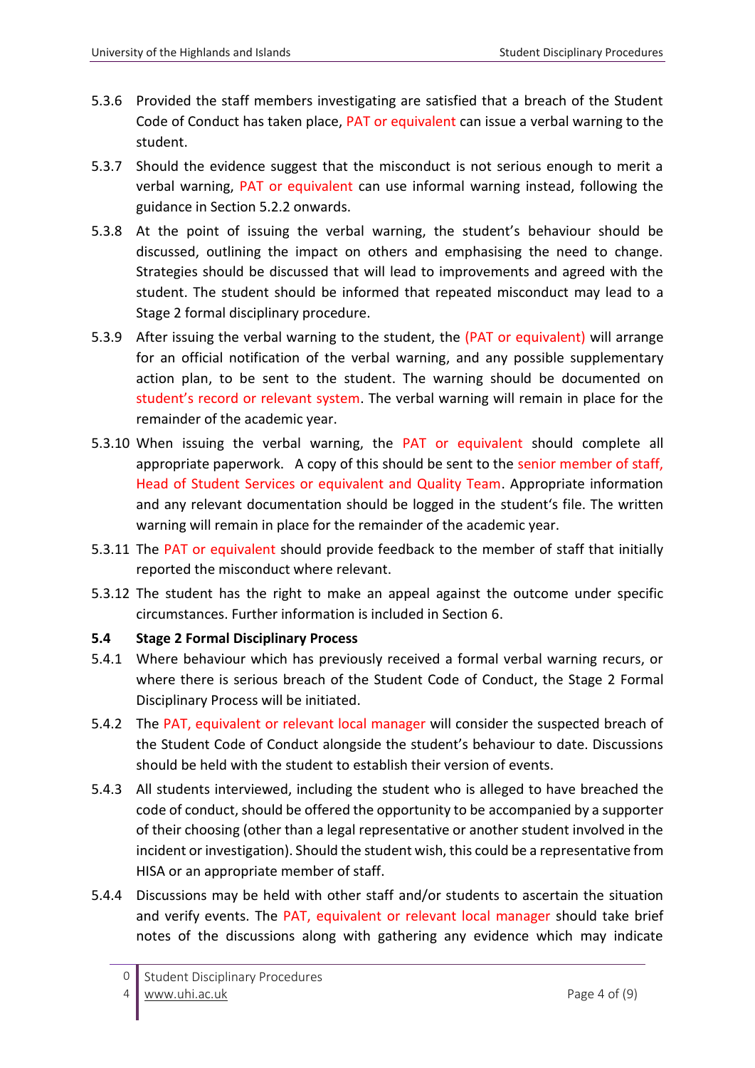5.3.6 Provided the staff members investigating are satisfied that a breach of the Student Code of Conduct has taken place, PAT or equivalent can issue a verbal warning to the student.

5.3.7 Should the evidence suggest that the misconduct is not serious enough to merit a verbal warning, PAT or equivalent can use informal warning instead, following the guidance in Section 5.2.2 onwards.

5.3.8 At the point of issuing the verbal warning, the student's behaviour should be discussed, outlining the impact on others and emphasising the need to change. Strategies should be discussed that will lead to improvements and agreed with the student. The student should be informed that repeated misconduct may lead to a Stage 2 formal disciplinary procedure.

5.3.9 After issuing the verbal warning to the student, the (PAT or equivalent) will arrange for an official notification of the verbal warning, and any possible supplementary action plan, to be sent to the student. The warning should be documented on student's record or relevant system. The verbal warning will remain in place for the remainder of the academic year.

5.3.10 When issuing the verbal warning, the PAT or equivalent should complete all appropriate paperwork. A copy of this should be sent to the senior member of staff, Head of Student Services or equivalent and Quality Team. Appropriate information and any relevant documentation should be logged in the student's file. The written warning will remain in place for the remainder of the academic year.

5.3.11 The PAT or equivalent should provide feedback to the member of staff that initially reported the misconduct where relevant.

5.3.12 The student has the right to make an appeal against the outcome under specific circumstances. Further information is included in Section 6.

**5.4 Stage 2 Formal Disciplinary Process**

5.4.1 Where behaviour which has previously received a formal verbal warning recurs, or where there is serious breach of the Student Code of Conduct, the Stage 2 Formal Disciplinary Process will be initiated.

5.4.2 The PAT, equivalent or relevant local manager will consider the suspected breach of the Student Code of Conduct alongside the student's behaviour to date. Discussions should be held with the student to establish their version of events.

5.4.3 All students interviewed, including the student who is alleged to have breached the code of conduct, should be offered the opportunity to be accompanied by a supporter of their choosing (other than a legal representative or another student involved in the incident or investigation). Should the student wish, this could be a representative from HISA or an appropriate member of staff.

5.4.4 Discussions may be held with other staff and/or students to ascertain the situation and verify events. The PAT, equivalent or relevant local manager should take brief notes of the discussions along with gathering any evidence which may indicate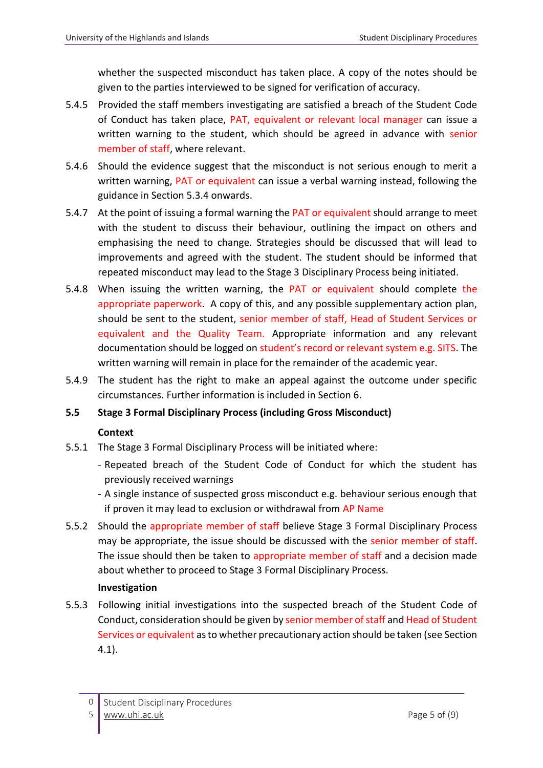whether the suspected misconduct has taken place. A copy of the notes should be given to the parties interviewed to be signed for verification of accuracy.

5.4.5 Provided the staff members investigating are satisfied a breach of the Student Code of Conduct has taken place, PAT, equivalent or relevant local manager can issue a written warning to the student, which should be agreed in advance with senior member of staff, where relevant.

5.4.6 Should the evidence suggest that the misconduct is not serious enough to merit a written warning, PAT or equivalent can issue a verbal warning instead, following the guidance in Section 5.3.4 onwards.

5.4.7 At the point of issuing a formal warning the PAT or equivalent should arrange to meet with the student to discuss their behaviour, outlining the impact on others and emphasising the need to change. Strategies should be discussed that will lead to improvements and agreed with the student. The student should be informed that repeated misconduct may lead to the Stage 3 Disciplinary Process being initiated.

5.4.8 When issuing the written warning, the PAT or equivalent should complete the appropriate paperwork. A copy of this, and any possible supplementary action plan, should be sent to the student, senior member of staff, Head of Student Services or equivalent and the Quality Team. Appropriate information and any relevant documentation should be logged on student's record or relevant system e.g. SITS. The written warning will remain in place for the remainder of the academic year.

5.4.9 The student has the right to make an appeal against the outcome under specific circumstances. Further information is included in Section 6.

## 5.5 Stage 3 Formal Disciplinary Process (including Gross Misconduct)

**Context**

5.5.1 The Stage 3 Formal Disciplinary Process will be initiated where:

- Repeated breach of the Student Code of Conduct for which the student has previously received warnings
- A single instance of suspected gross misconduct e.g. behaviour serious enough that if proven it may lead to exclusion or withdrawal from AP Name

5.5.2 Should the appropriate member of staff believe Stage 3 Formal Disciplinary Process may be appropriate, the issue should be discussed with the senior member of staff. The issue should then be taken to appropriate member of staff and a decision made about whether to proceed to Stage 3 Formal Disciplinary Process.

**Investigation**

5.5.3 Following initial investigations into the suspected breach of the Student Code of Conduct, consideration should be given by senior member of staff and Head of Student Services or equivalent as to whether precautionary action should be taken (see Section 4.1).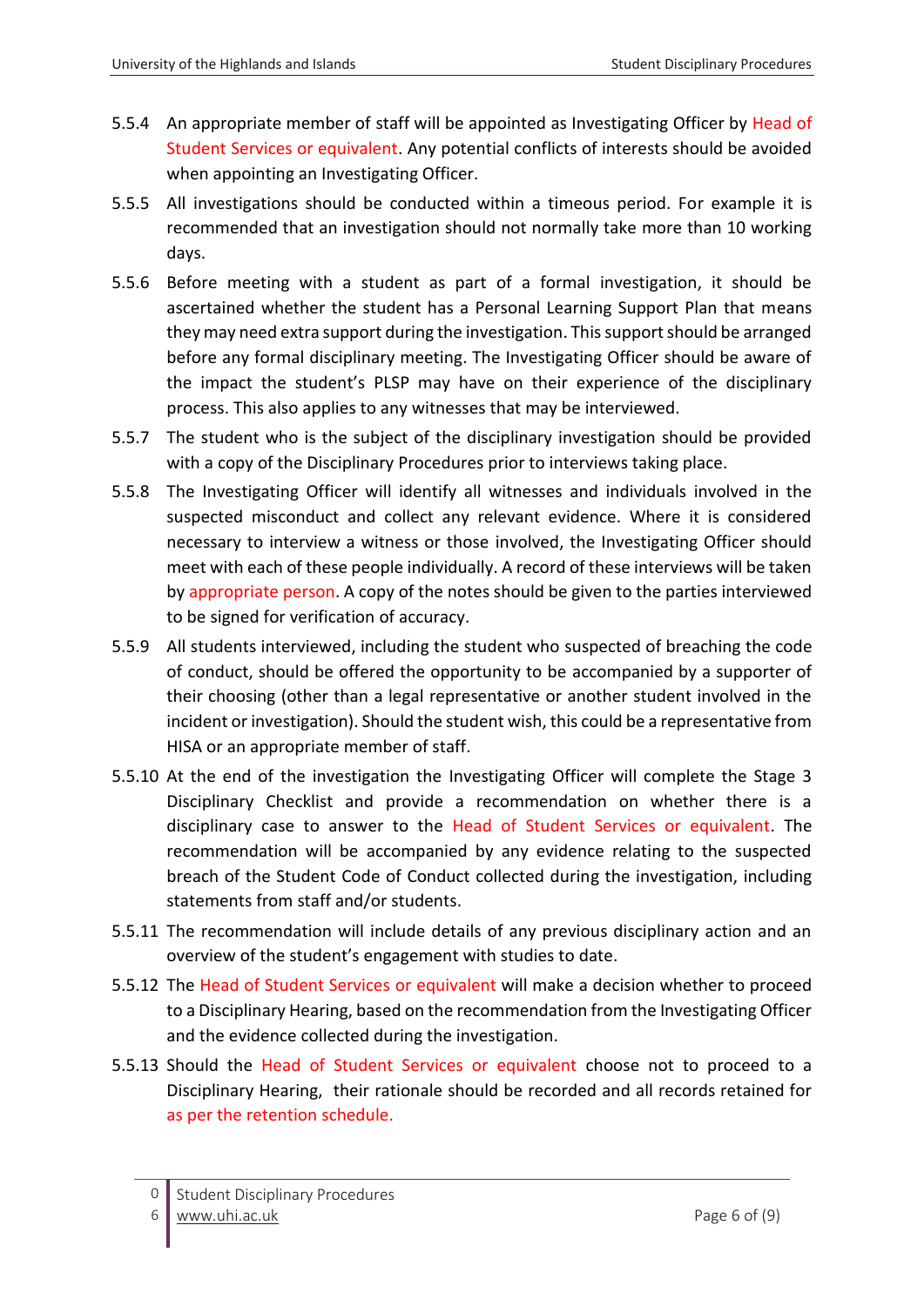5.5.4 An appropriate member of staff will be appointed as Investigating Officer by Head of Student Services or equivalent. Any potential conflicts of interests should be avoided when appointing an Investigating Officer.

5.5.5 All investigations should be conducted within a timeous period. For example it is recommended that an investigation should not normally take more than 10 working days.

5.5.6 Before meeting with a student as part of a formal investigation, it should be ascertained whether the student has a Personal Learning Support Plan that means they may need extra support during the investigation. This support should be arranged before any formal disciplinary meeting. The Investigating Officer should be aware of the impact the student's PLSP may have on their experience of the disciplinary process. This also applies to any witnesses that may be interviewed.

5.5.7 The student who is the subject of the disciplinary investigation should be provided with a copy of the Disciplinary Procedures prior to interviews taking place.

5.5.8 The Investigating Officer will identify all witnesses and individuals involved in the suspected misconduct and collect any relevant evidence. Where it is considered necessary to interview a witness or those involved, the Investigating Officer should meet with each of these people individually. A record of these interviews will be taken by appropriate person. A copy of the notes should be given to the parties interviewed to be signed for verification of accuracy.

5.5.9 All students interviewed, including the student who suspected of breaching the code of conduct, should be offered the opportunity to be accompanied by a supporter of their choosing (other than a legal representative or another student involved in the incident or investigation). Should the student wish, this could be a representative from HISA or an appropriate member of staff.

5.5.10 At the end of the investigation the Investigating Officer will complete the Stage 3 Disciplinary Checklist and provide a recommendation on whether there is a disciplinary case to answer to the Head of Student Services or equivalent. The recommendation will be accompanied by any evidence relating to the suspected breach of the Student Code of Conduct collected during the investigation, including statements from staff and/or students.

5.5.11 The recommendation will include details of any previous disciplinary action and an overview of the student's engagement with studies to date.

5.5.12 The Head of Student Services or equivalent will make a decision whether to proceed to a Disciplinary Hearing, based on the recommendation from the Investigating Officer and the evidence collected during the investigation.

5.5.13 Should the Head of Student Services or equivalent choose not to proceed to a Disciplinary Hearing, their rationale should be recorded and all records retained for as per the retention schedule.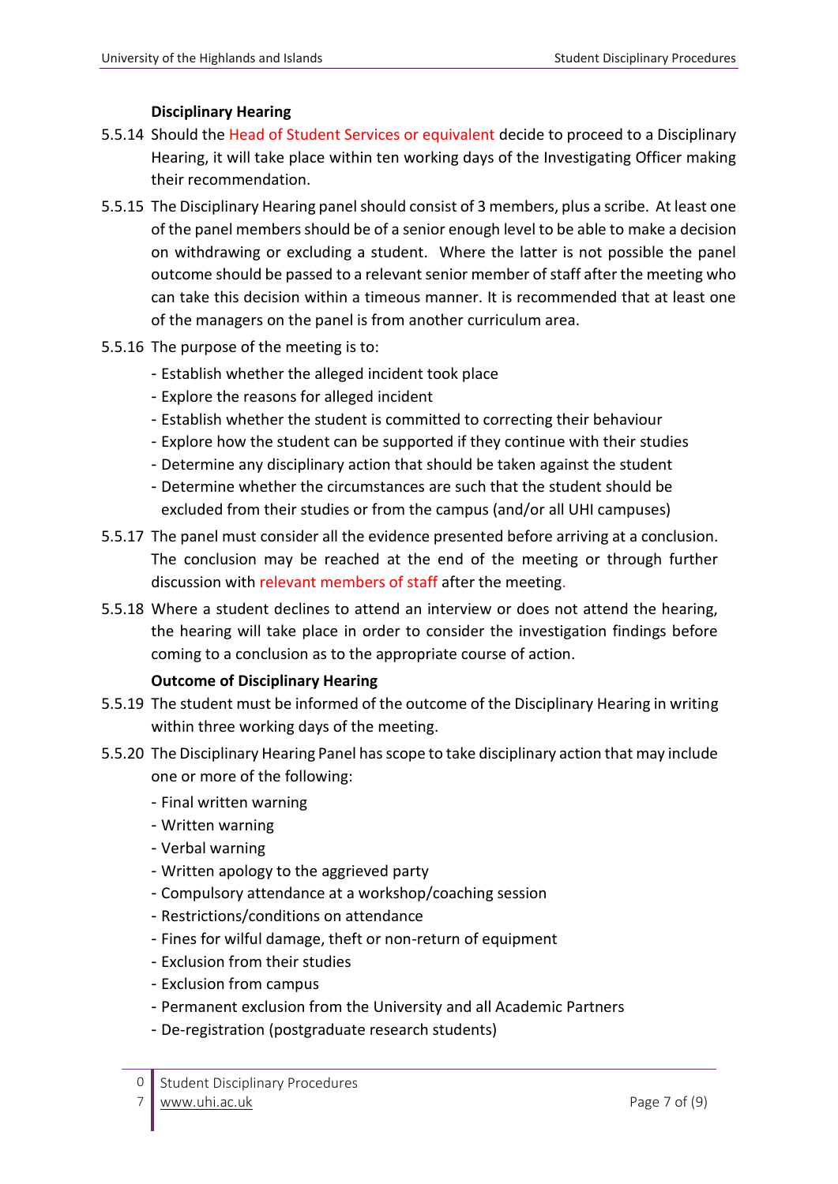**Disciplinary Hearing**

5.5.14 Should the Head of Student Services or equivalent decide to proceed to a Disciplinary Hearing, it will take place within ten working days of the Investigating Officer making their recommendation.

5.5.15 The Disciplinary Hearing panel should consist of 3 members, plus a scribe. At least one of the panel members should be of a senior enough level to be able to make a decision on withdrawing or excluding a student. Where the latter is not possible the panel outcome should be passed to a relevant senior member of staff after the meeting who can take this decision within a timeous manner. It is recommended that at least one of the managers on the panel is from another curriculum area.

5.5.16 The purpose of the meeting is to:

- Establish whether the alleged incident took place
- Explore the reasons for alleged incident
- Establish whether the student is committed to correcting their behaviour
- Explore how the student can be supported if they continue with their studies
- Determine any disciplinary action that should be taken against the student
- Determine whether the circumstances are such that the student should be excluded from their studies or from the campus (and/or all UHI campuses)

5.5.17 The panel must consider all the evidence presented before arriving at a conclusion. The conclusion may be reached at the end of the meeting or through further discussion with relevant members of staff after the meeting.

5.5.18 Where a student declines to attend an interview or does not attend the hearing, the hearing will take place in order to consider the investigation findings before coming to a conclusion as to the appropriate course of action.

**Outcome of Disciplinary Hearing**

5.5.19 The student must be informed of the outcome of the Disciplinary Hearing in writing within three working days of the meeting.

5.5.20 The Disciplinary Hearing Panel has scope to take disciplinary action that may include one or more of the following:

- Final written warning
- Written warning
- Verbal warning
- Written apology to the aggrieved party
- Compulsory attendance at a workshop/coaching session
- Restrictions/conditions on attendance
- Fines for wilful damage, theft or non-return of equipment
- Exclusion from their studies
- Exclusion from campus
- Permanent exclusion from the University and all Academic Partners
- De-registration (postgraduate research students)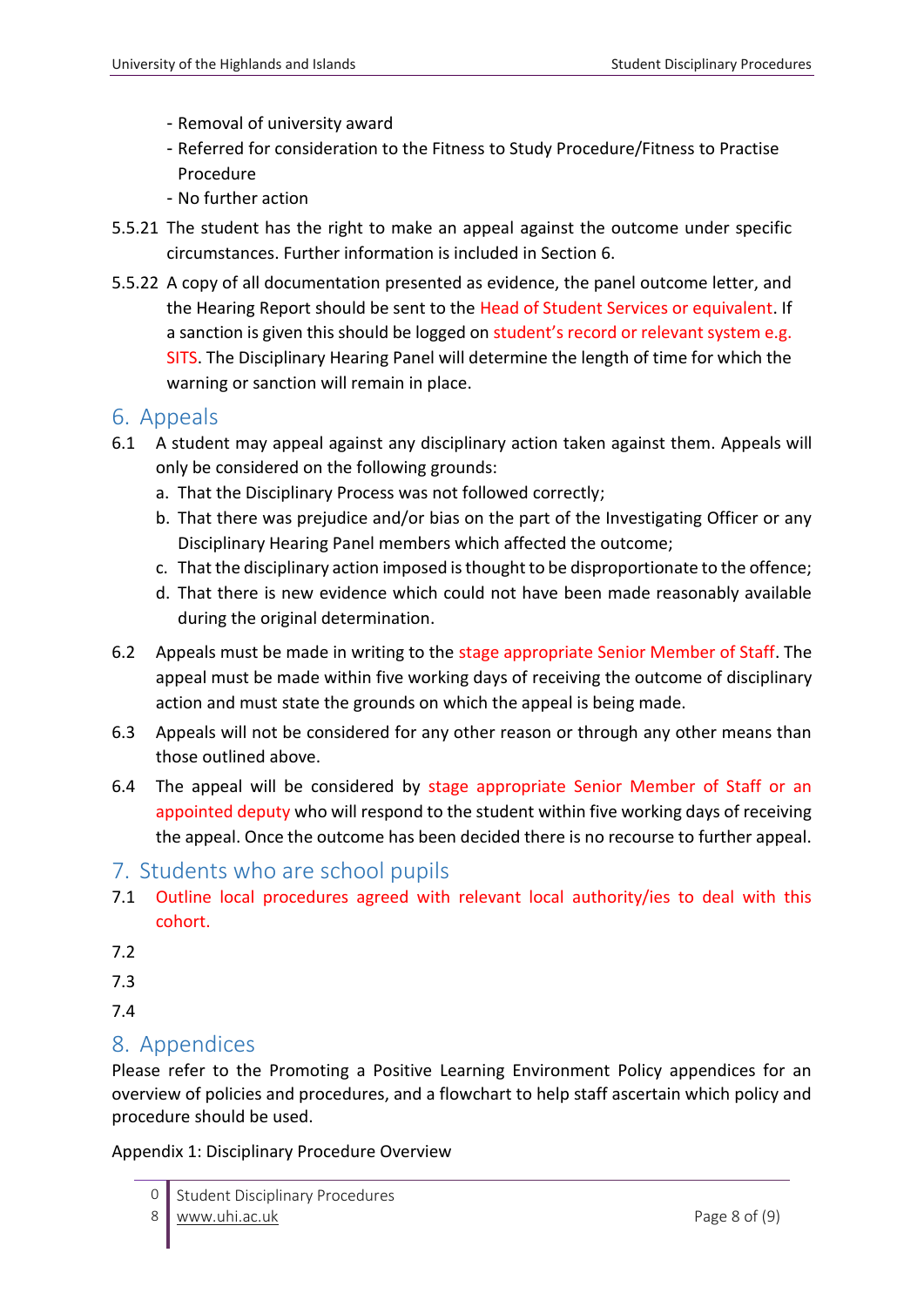- Removal of university award
- Referred for consideration to the Fitness to Study Procedure/Fitness to Practise Procedure
- No further action

5.5.21 The student has the right to make an appeal against the outcome under specific circumstances. Further information is included in Section 6.

5.5.22 A copy of all documentation presented as evidence, the panel outcome letter, and the Hearing Report should be sent to the Head of Student Services or equivalent. If a sanction is given this should be logged on student's record or relevant system e.g. SITS. The Disciplinary Hearing Panel will determine the length of time for which the warning or sanction will remain in place.

## 6. Appeals

6.1 A student may appeal against any disciplinary action taken against them. Appeals will only be considered on the following grounds:

a. That the Disciplinary Process was not followed correctly;
b. That there was prejudice and/or bias on the part of the Investigating Officer or any Disciplinary Hearing Panel members which affected the outcome;
c. That the disciplinary action imposed is thought to be disproportionate to the offence;
d. That there is new evidence which could not have been made reasonably available during the original determination.

6.2 Appeals must be made in writing to the stage appropriate Senior Member of Staff. The appeal must be made within five working days of receiving the outcome of disciplinary action and must state the grounds on which the appeal is being made.

6.3 Appeals will not be considered for any other reason or through any other means than those outlined above.

6.4 The appeal will be considered by stage appropriate Senior Member of Staff or an appointed deputy who will respond to the student within five working days of receiving the appeal. Once the outcome has been decided there is no recourse to further appeal.

## 7. Students who are school pupils

7.1 Outline local procedures agreed with relevant local authority/ies to deal with this cohort.

7.2

7.3

7.4

## 8. Appendices

Please refer to the Promoting a Positive Learning Environment Policy appendices for an overview of policies and procedures, and a flowchart to help staff ascertain which policy and procedure should be used.

Appendix 1: Disciplinary Procedure Overview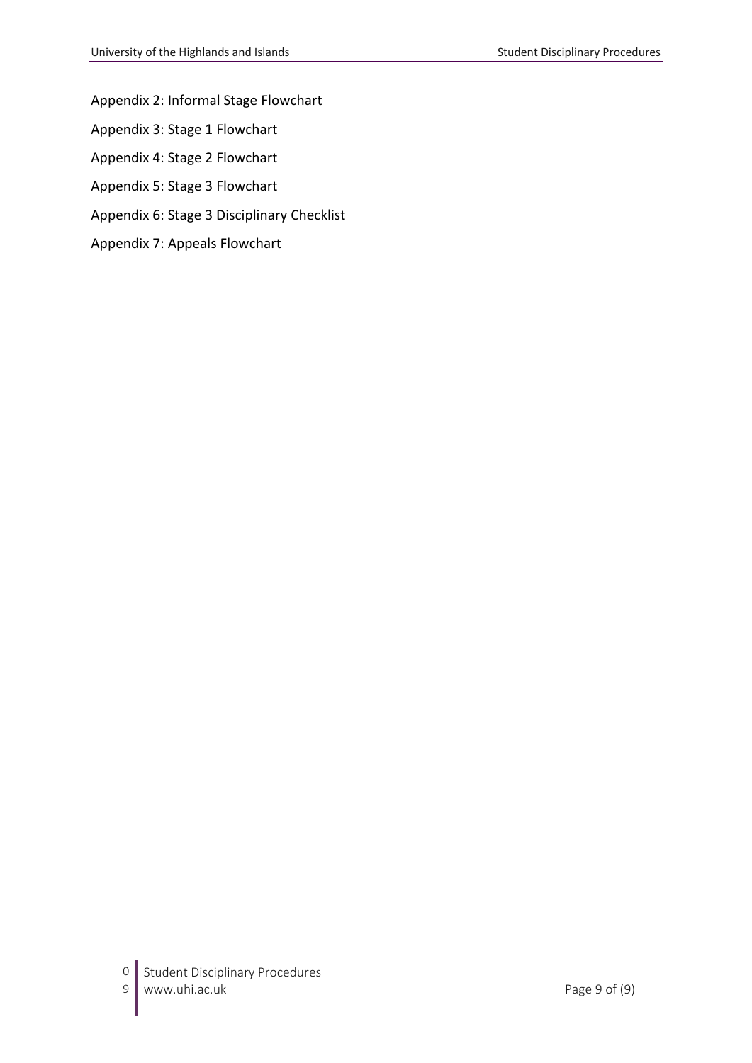Appendix 2: Informal Stage Flowchart

Appendix 3: Stage 1 Flowchart

Appendix 4: Stage 2 Flowchart

Appendix 5: Stage 3 Flowchart

Appendix 6: Stage 3 Disciplinary Checklist

Appendix 7: Appeals Flowchart